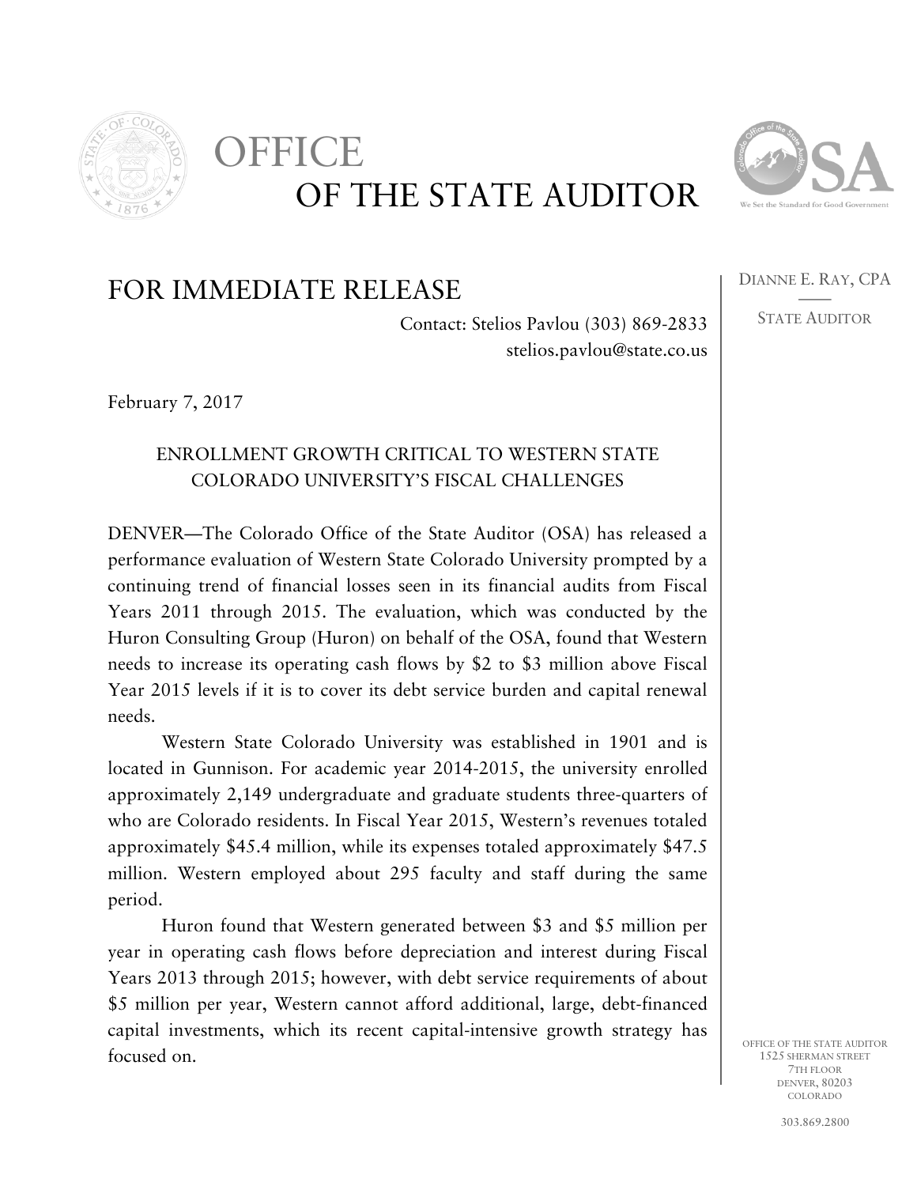# OFFICE OF THE STATE AUDITOR

DIANNE E. RAY, CPA

STATE AUDITOR

## FOR IMMEDIATE RELEASE

Contact: Stelios Pavlou (303) 869-2833
stelios.pavlou@state.co.us

February 7, 2017

### ENROLLMENT GROWTH CRITICAL TO WESTERN STATE COLORADO UNIVERSITY'S FISCAL CHALLENGES

DENVER—The Colorado Office of the State Auditor (OSA) has released a performance evaluation of Western State Colorado University prompted by a continuing trend of financial losses seen in its financial audits from Fiscal Years 2011 through 2015. The evaluation, which was conducted by the Huron Consulting Group (Huron) on behalf of the OSA, found that Western needs to increase its operating cash flows by $2 to $3 million above Fiscal Year 2015 levels if it is to cover its debt service burden and capital renewal needs.

Western State Colorado University was established in 1901 and is located in Gunnison. For academic year 2014-2015, the university enrolled approximately 2,149 undergraduate and graduate students three-quarters of who are Colorado residents. In Fiscal Year 2015, Western's revenues totaled approximately $45.4 million, while its expenses totaled approximately $47.5 million. Western employed about 295 faculty and staff during the same period.

Huron found that Western generated between $3 and $5 million per year in operating cash flows before depreciation and interest during Fiscal Years 2013 through 2015; however, with debt service requirements of about $5 million per year, Western cannot afford additional, large, debt-financed capital investments, which its recent capital-intensive growth strategy has focused on.

OFFICE OF THE STATE AUDITOR
1525 SHERMAN STREET
7TH FLOOR
DENVER, 80203
COLORADO

303.869.2800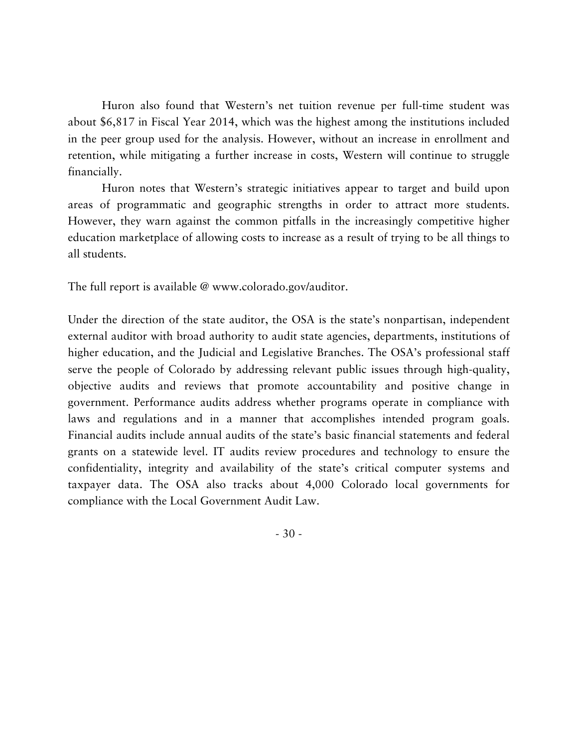Huron also found that Western's net tuition revenue per full-time student was about $6,817 in Fiscal Year 2014, which was the highest among the institutions included in the peer group used for the analysis. However, without an increase in enrollment and retention, while mitigating a further increase in costs, Western will continue to struggle financially.

Huron notes that Western's strategic initiatives appear to target and build upon areas of programmatic and geographic strengths in order to attract more students. However, they warn against the common pitfalls in the increasingly competitive higher education marketplace of allowing costs to increase as a result of trying to be all things to all students.

The full report is available @ www.colorado.gov/auditor.

Under the direction of the state auditor, the OSA is the state's nonpartisan, independent external auditor with broad authority to audit state agencies, departments, institutions of higher education, and the Judicial and Legislative Branches. The OSA's professional staff serve the people of Colorado by addressing relevant public issues through high-quality, objective audits and reviews that promote accountability and positive change in government. Performance audits address whether programs operate in compliance with laws and regulations and in a manner that accomplishes intended program goals. Financial audits include annual audits of the state's basic financial statements and federal grants on a statewide level. IT audits review procedures and technology to ensure the confidentiality, integrity and availability of the state's critical computer systems and taxpayer data. The OSA also tracks about 4,000 Colorado local governments for compliance with the Local Government Audit Law.